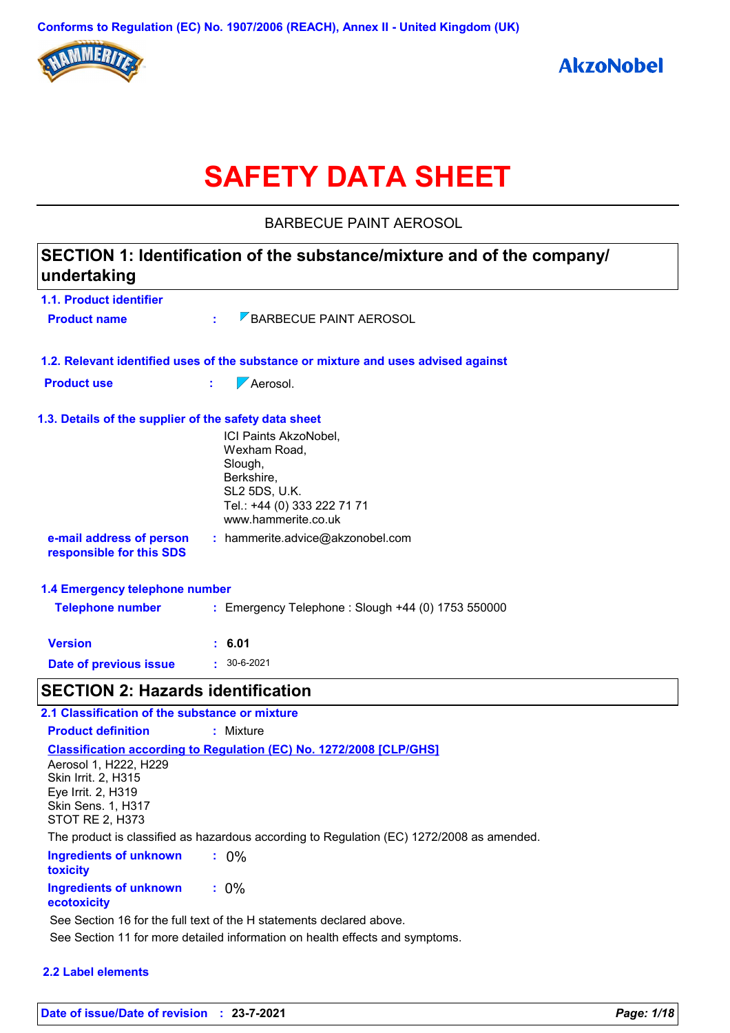Conforms to Regulation (EC) No. 1907/2006 (REACH), Annex II - United Kingdom (UK)

HAMMERITE

AkzoNobel

# SAFETY DATA SHEET

BARBECUE PAINT AEROSOL

## SECTION 1: Identification of the substance/mixture and of the company/ undertaking

### 1.1. Product identifier

**Product name** : BARBECUE PAINT AEROSOL

### 1.2. Relevant identified uses of the substance or mixture and uses advised against

**Product use** : Aerosol.

### 1.3. Details of the supplier of the safety data sheet

ICI Paints AkzoNobel,
Wexham Road,
Slough,
Berkshire,
SL2 5DS, U.K.
Tel.: +44 (0) 333 222 71 71
www.hammerite.co.uk

**e-mail address of person responsible for this SDS** : hammerite.advice@akzonobel.com

### 1.4 Emergency telephone number

**Telephone number** : Emergency Telephone : Slough +44 (0) 1753 550000

**Version** : **6.01**

**Date of previous issue** : 30-6-2021

## SECTION 2: Hazards identification

### 2.1 Classification of the substance or mixture

**Product definition** : Mixture

**Classification according to Regulation (EC) No. 1272/2008 [CLP/GHS]**

Aerosol 1, H222, H229
Skin Irrit. 2, H315
Eye Irrit. 2, H319
Skin Sens. 1, H317
STOT RE 2, H373

The product is classified as hazardous according to Regulation (EC) 1272/2008 as amended.

**Ingredients of unknown toxicity** : 0%

**Ingredients of unknown ecotoxicity** : 0%

See Section 16 for the full text of the H statements declared above.

See Section 11 for more detailed information on health effects and symptoms.

### 2.2 Label elements

**Date of issue/Date of revision** : **23-7-2021**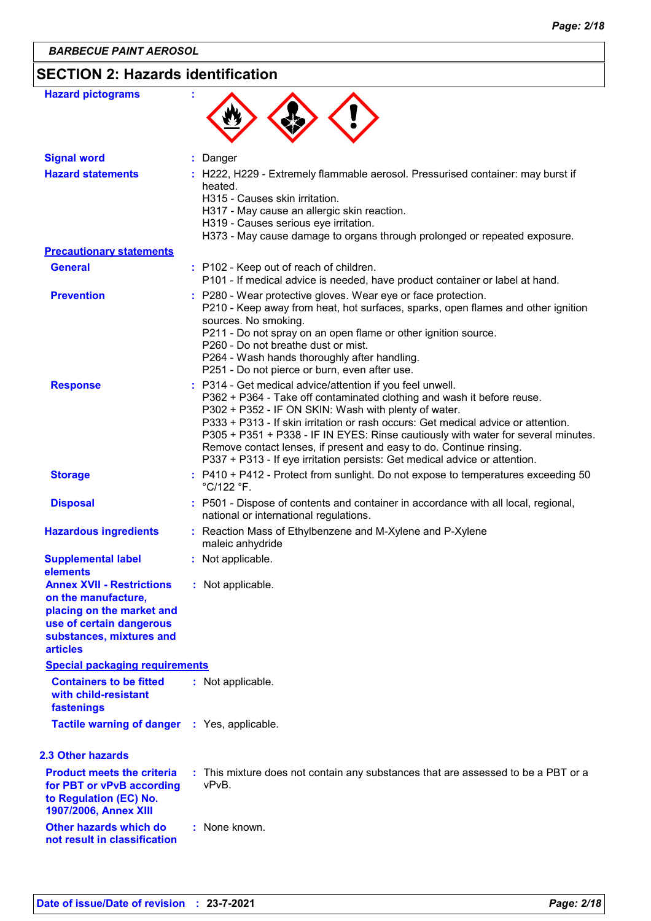# SECTION 2: Hazards identification

| | |
|---|---|
| **Hazard pictograms** | : |
| **Signal word** | : Danger |
| **Hazard statements** | : H222, H229 - Extremely flammable aerosol. Pressurised container: may burst if heated.<br>H315 - Causes skin irritation.<br>H317 - May cause an allergic skin reaction.<br>H319 - Causes serious eye irritation.<br>H373 - May cause damage to organs through prolonged or repeated exposure. |

**Precautionary statements**

| | |
|---|---|
| **General** | : P102 - Keep out of reach of children.<br>P101 - If medical advice is needed, have product container or label at hand. |
| **Prevention** | : P280 - Wear protective gloves. Wear eye or face protection.<br>P210 - Keep away from heat, hot surfaces, sparks, open flames and other ignition sources. No smoking.<br>P211 - Do not spray on an open flame or other ignition source.<br>P260 - Do not breathe dust or mist.<br>P264 - Wash hands thoroughly after handling.<br>P251 - Do not pierce or burn, even after use. |
| **Response** | : P314 - Get medical advice/attention if you feel unwell.<br>P362 + P364 - Take off contaminated clothing and wash it before reuse.<br>P302 + P352 - IF ON SKIN: Wash with plenty of water.<br>P333 + P313 - If skin irritation or rash occurs: Get medical advice or attention.<br>P305 + P351 + P338 - IF IN EYES: Rinse cautiously with water for several minutes. Remove contact lenses, if present and easy to do. Continue rinsing.<br>P337 + P313 - If eye irritation persists: Get medical advice or attention. |
| **Storage** | : P410 + P412 - Protect from sunlight. Do not expose to temperatures exceeding 50 °C/122 °F. |
| **Disposal** | : P501 - Dispose of contents and container in accordance with all local, regional, national or international regulations. |
| **Hazardous ingredients** | : Reaction Mass of Ethylbenzene and M-Xylene and P-Xylene<br>maleic anhydride |
| **Supplemental label elements** | : Not applicable. |
| **Annex XVII - Restrictions on the manufacture, placing on the market and use of certain dangerous substances, mixtures and articles** | : Not applicable. |

**Special packaging requirements**

| | |
|---|---|
| **Containers to be fitted with child-resistant fastenings** | : Not applicable. |
| **Tactile warning of danger** | : Yes, applicable. |

## 2.3 Other hazards

| | |
|---|---|
| **Product meets the criteria for PBT or vPvB according to Regulation (EC) No. 1907/2006, Annex XIII** | : This mixture does not contain any substances that are assessed to be a PBT or a vPvB. |
| **Other hazards which do not result in classification** | : None known. |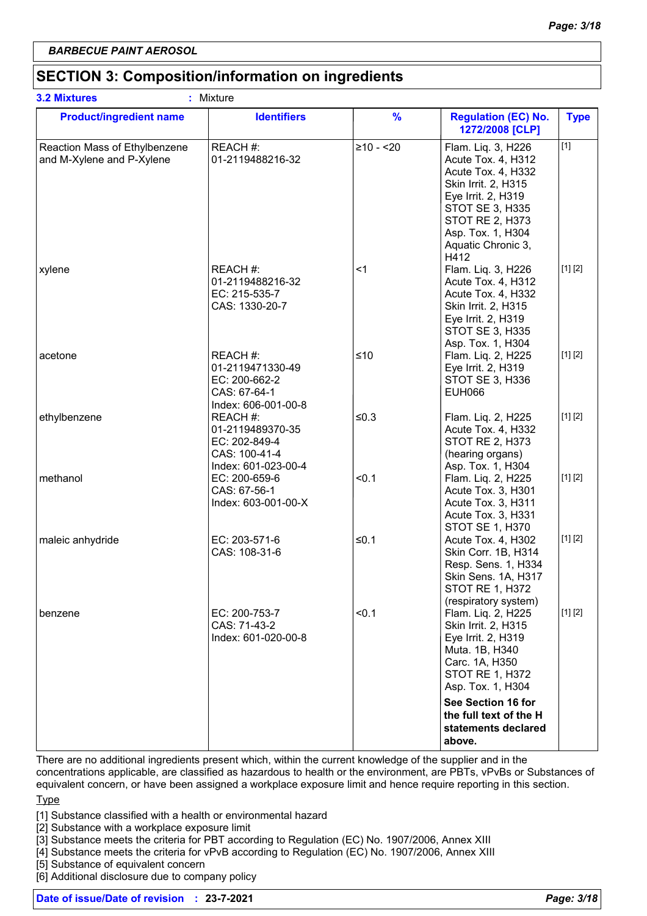**BARBECUE PAINT AEROSOL**

## SECTION 3: Composition/information on ingredients

**3.2 Mixtures** : Mixture

| Product/ingredient name | Identifiers | % | Regulation (EC) No. 1272/2008 [CLP] | Type |
|---|---|---|---|---|
| Reaction Mass of Ethylbenzene and M-Xylene and P-Xylene | REACH #: 01-2119488216-32 | ≥10 - <20 | Flam. Liq. 3, H226<br>Acute Tox. 4, H312<br>Acute Tox. 4, H332<br>Skin Irrit. 2, H315<br>Eye Irrit. 2, H319<br>STOT SE 3, H335<br>STOT RE 2, H373<br>Asp. Tox. 1, H304<br>Aquatic Chronic 3, H412 | [1] |
| xylene | REACH #: 01-2119488216-32<br>EC: 215-535-7<br>CAS: 1330-20-7 | <1 | Flam. Liq. 3, H226<br>Acute Tox. 4, H312<br>Acute Tox. 4, H332<br>Skin Irrit. 2, H315<br>Eye Irrit. 2, H319<br>STOT SE 3, H335<br>Asp. Tox. 1, H304 | [1] [2] |
| acetone | REACH #: 01-2119471330-49<br>EC: 200-662-2<br>CAS: 67-64-1<br>Index: 606-001-00-8 | ≤10 | Flam. Liq. 2, H225<br>Eye Irrit. 2, H319<br>STOT SE 3, H336<br>EUH066 | [1] [2] |
| ethylbenzene | REACH #: 01-2119489370-35<br>EC: 202-849-4<br>CAS: 100-41-4<br>Index: 601-023-00-4 | ≤0.3 | Flam. Liq. 2, H225<br>Acute Tox. 4, H332<br>STOT RE 2, H373 (hearing organs)<br>Asp. Tox. 1, H304 | [1] [2] |
| methanol | EC: 200-659-6<br>CAS: 67-56-1<br>Index: 603-001-00-X | <0.1 | Flam. Liq. 2, H225<br>Acute Tox. 3, H301<br>Acute Tox. 3, H311<br>Acute Tox. 3, H331<br>STOT SE 1, H370 | [1] [2] |
| maleic anhydride | EC: 203-571-6<br>CAS: 108-31-6 | ≤0.1 | Acute Tox. 4, H302<br>Skin Corr. 1B, H314<br>Resp. Sens. 1, H334<br>Skin Sens. 1A, H317<br>STOT RE 1, H372 (respiratory system) | [1] [2] |
| benzene | EC: 200-753-7<br>CAS: 71-43-2<br>Index: 601-020-00-8 | <0.1 | Flam. Liq. 2, H225<br>Skin Irrit. 2, H315<br>Eye Irrit. 2, H319<br>Muta. 1B, H340<br>Carc. 1A, H350<br>STOT RE 1, H372<br>Asp. Tox. 1, H304<br><br>**See Section 16 for the full text of the H statements declared above.** | [1] [2] |

There are no additional ingredients present which, within the current knowledge of the supplier and in the concentrations applicable, are classified as hazardous to health or the environment, are PBTs, vPvBs or Substances of equivalent concern, or have been assigned a workplace exposure limit and hence require reporting in this section.

Type

[1] Substance classified with a health or environmental hazard
[2] Substance with a workplace exposure limit
[3] Substance meets the criteria for PBT according to Regulation (EC) No. 1907/2006, Annex XIII
[4] Substance meets the criteria for vPvB according to Regulation (EC) No. 1907/2006, Annex XIII
[5] Substance of equivalent concern
[6] Additional disclosure due to company policy

**Date of issue/Date of revision : 23-7-2021**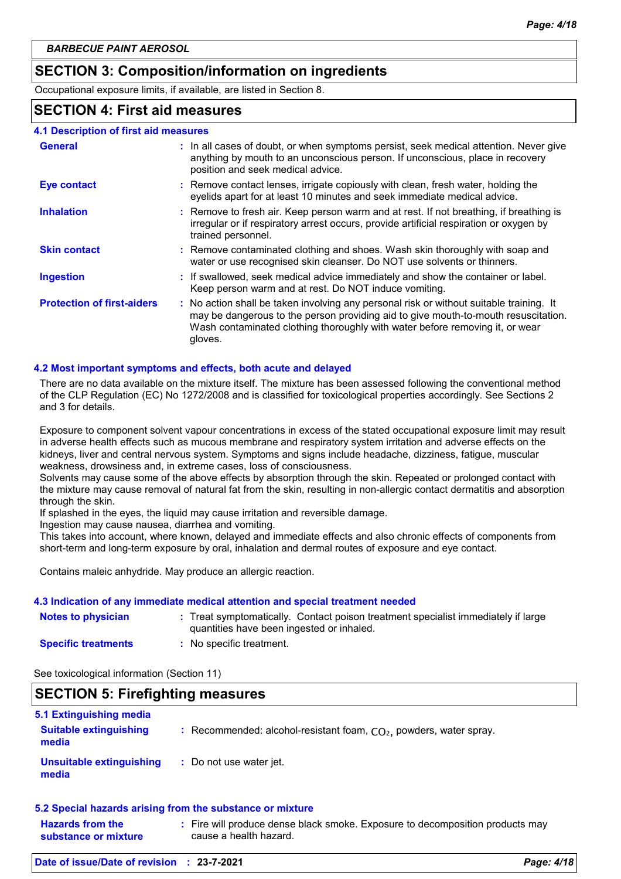*BARBECUE PAINT AEROSOL*

## SECTION 3: Composition/information on ingredients

Occupational exposure limits, if available, are listed in Section 8.

## SECTION 4: First aid measures

### 4.1 Description of first aid measures

**General** : In all cases of doubt, or when symptoms persist, seek medical attention. Never give anything by mouth to an unconscious person. If unconscious, place in recovery position and seek medical advice.

**Eye contact** : Remove contact lenses, irrigate copiously with clean, fresh water, holding the eyelids apart for at least 10 minutes and seek immediate medical advice.

**Inhalation** : Remove to fresh air. Keep person warm and at rest. If not breathing, if breathing is irregular or if respiratory arrest occurs, provide artificial respiration or oxygen by trained personnel.

**Skin contact** : Remove contaminated clothing and shoes. Wash skin thoroughly with soap and water or use recognised skin cleanser. Do NOT use solvents or thinners.

**Ingestion** : If swallowed, seek medical advice immediately and show the container or label. Keep person warm and at rest. Do NOT induce vomiting.

**Protection of first-aiders** : No action shall be taken involving any personal risk or without suitable training. It may be dangerous to the person providing aid to give mouth-to-mouth resuscitation. Wash contaminated clothing thoroughly with water before removing it, or wear gloves.

### 4.2 Most important symptoms and effects, both acute and delayed

There are no data available on the mixture itself. The mixture has been assessed following the conventional method of the CLP Regulation (EC) No 1272/2008 and is classified for toxicological properties accordingly. See Sections 2 and 3 for details.

Exposure to component solvent vapour concentrations in excess of the stated occupational exposure limit may result in adverse health effects such as mucous membrane and respiratory system irritation and adverse effects on the kidneys, liver and central nervous system. Symptoms and signs include headache, dizziness, fatigue, muscular weakness, drowsiness and, in extreme cases, loss of consciousness.
Solvents may cause some of the above effects by absorption through the skin. Repeated or prolonged contact with the mixture may cause removal of natural fat from the skin, resulting in non-allergic contact dermatitis and absorption through the skin.
If splashed in the eyes, the liquid may cause irritation and reversible damage.
Ingestion may cause nausea, diarrhea and vomiting.
This takes into account, where known, delayed and immediate effects and also chronic effects of components from short-term and long-term exposure by oral, inhalation and dermal routes of exposure and eye contact.

Contains maleic anhydride. May produce an allergic reaction.

### 4.3 Indication of any immediate medical attention and special treatment needed

**Notes to physician** : Treat symptomatically. Contact poison treatment specialist immediately if large quantities have been ingested or inhaled.

**Specific treatments** : No specific treatment.

See toxicological information (Section 11)

## SECTION 5: Firefighting measures

### 5.1 Extinguishing media

**Suitable extinguishing media** : Recommended: alcohol-resistant foam, $CO_2$, powders, water spray.

**Unsuitable extinguishing media** : Do not use water jet.

### 5.2 Special hazards arising from the substance or mixture

**Hazards from the substance or mixture** : Fire will produce dense black smoke. Exposure to decomposition products may cause a health hazard.

**Date of issue/Date of revision** : 23-7-2021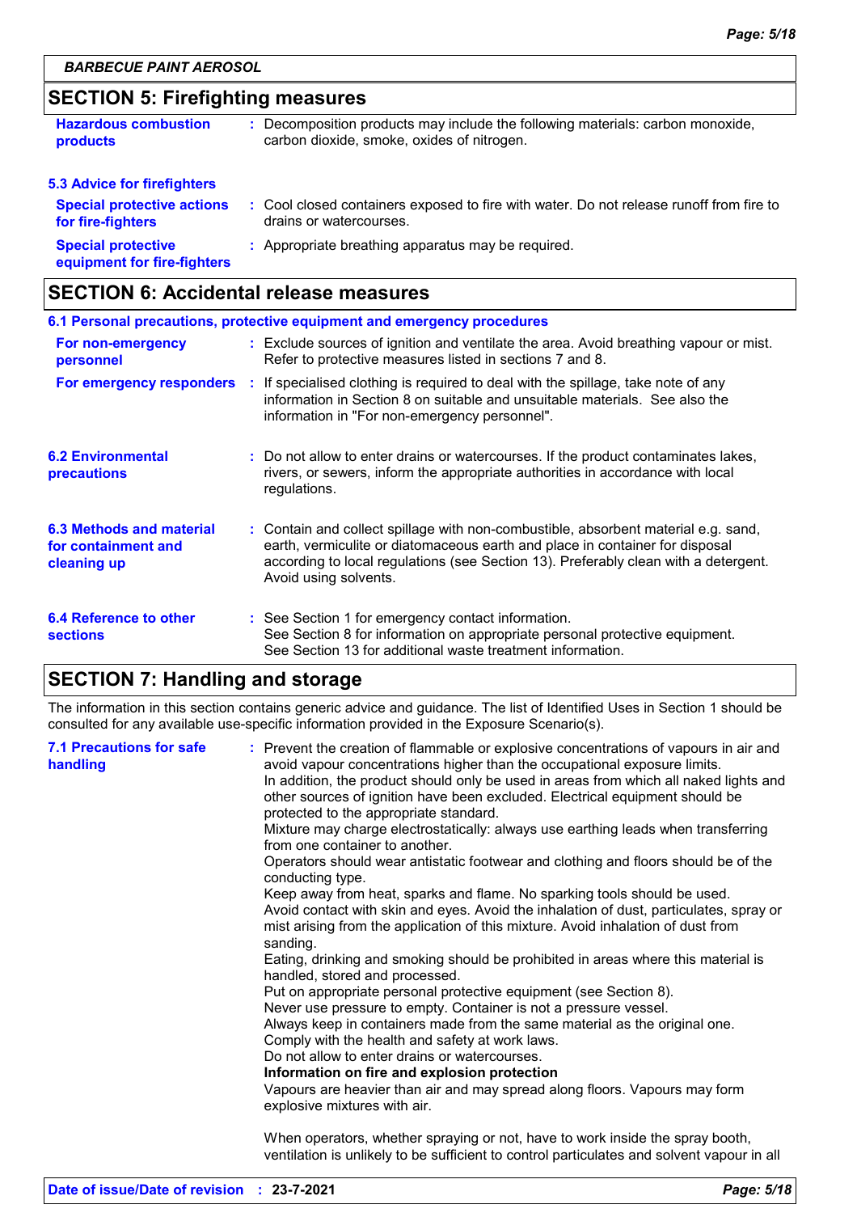## SECTION 5: Firefighting measures

| | |
|---|---|
| **Hazardous combustion products** | : Decomposition products may include the following materials: carbon monoxide, carbon dioxide, smoke, oxides of nitrogen. |

**5.3 Advice for firefighters**

| | |
|---|---|
| **Special protective actions for fire-fighters** | : Cool closed containers exposed to fire with water. Do not release runoff from fire to drains or watercourses. |
| **Special protective equipment for fire-fighters** | : Appropriate breathing apparatus may be required. |

## SECTION 6: Accidental release measures

**6.1 Personal precautions, protective equipment and emergency procedures**

| | |
|---|---|
| **For non-emergency personnel** | : Exclude sources of ignition and ventilate the area. Avoid breathing vapour or mist. Refer to protective measures listed in sections 7 and 8. |
| **For emergency responders** | : If specialised clothing is required to deal with the spillage, take note of any information in Section 8 on suitable and unsuitable materials. See also the information in "For non-emergency personnel". |
| **6.2 Environmental precautions** | : Do not allow to enter drains or watercourses. If the product contaminates lakes, rivers, or sewers, inform the appropriate authorities in accordance with local regulations. |
| **6.3 Methods and material for containment and cleaning up** | : Contain and collect spillage with non-combustible, absorbent material e.g. sand, earth, vermiculite or diatomaceous earth and place in container for disposal according to local regulations (see Section 13). Preferably clean with a detergent. Avoid using solvents. |
| **6.4 Reference to other sections** | : See Section 1 for emergency contact information.<br>See Section 8 for information on appropriate personal protective equipment.<br>See Section 13 for additional waste treatment information. |

## SECTION 7: Handling and storage

The information in this section contains generic advice and guidance. The list of Identified Uses in Section 1 should be consulted for any available use-specific information provided in the Exposure Scenario(s).

**7.1 Precautions for safe handling**

: Prevent the creation of flammable or explosive concentrations of vapours in air and avoid vapour concentrations higher than the occupational exposure limits.
In addition, the product should only be used in areas from which all naked lights and other sources of ignition have been excluded. Electrical equipment should be protected to the appropriate standard.
Mixture may charge electrostatically: always use earthing leads when transferring from one container to another.
Operators should wear antistatic footwear and clothing and floors should be of the conducting type.
Keep away from heat, sparks and flame. No sparking tools should be used.
Avoid contact with skin and eyes. Avoid the inhalation of dust, particulates, spray or mist arising from the application of this mixture. Avoid inhalation of dust from sanding.
Eating, drinking and smoking should be prohibited in areas where this material is handled, stored and processed.
Put on appropriate personal protective equipment (see Section 8).
Never use pressure to empty. Container is not a pressure vessel.
Always keep in containers made from the same material as the original one.
Comply with the health and safety at work laws.
Do not allow to enter drains or watercourses.

**Information on fire and explosion protection**

Vapours are heavier than air and may spread along floors. Vapours may form explosive mixtures with air.

When operators, whether spraying or not, have to work inside the spray booth, ventilation is unlikely to be sufficient to control particulates and solvent vapour in all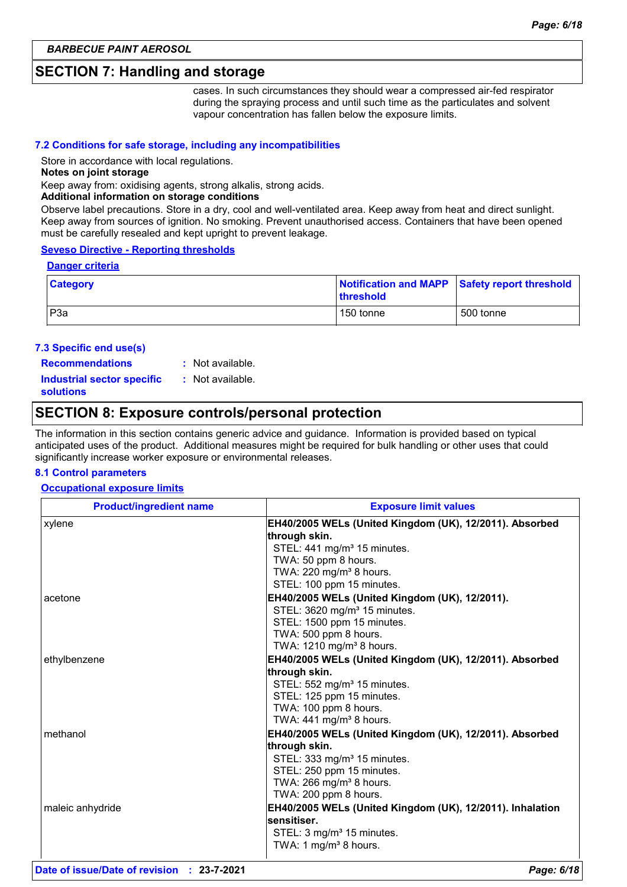## SECTION 7: Handling and storage

cases. In such circumstances they should wear a compressed air-fed respirator during the spraying process and until such time as the particulates and solvent vapour concentration has fallen below the exposure limits.

### 7.2 Conditions for safe storage, including any incompatibilities

Store in accordance with local regulations.

**Notes on joint storage**

Keep away from: oxidising agents, strong alkalis, strong acids.

**Additional information on storage conditions**

Observe label precautions. Store in a dry, cool and well-ventilated area. Keep away from heat and direct sunlight. Keep away from sources of ignition. No smoking. Prevent unauthorised access. Containers that have been opened must be carefully resealed and kept upright to prevent leakage.

**Seveso Directive - Reporting thresholds**

**Danger criteria**

| Category | Notification and MAPP threshold | Safety report threshold |
|---|---|---|
| P3a | 150 tonne | 500 tonne |

### 7.3 Specific end use(s)

**Recommendations** : Not available.

**Industrial sector specific solutions** : Not available.

## SECTION 8: Exposure controls/personal protection

The information in this section contains generic advice and guidance. Information is provided based on typical anticipated uses of the product. Additional measures might be required for bulk handling or other uses that could significantly increase worker exposure or environmental releases.

### 8.1 Control parameters

**Occupational exposure limits**

| Product/ingredient name | Exposure limit values |
|---|---|
| xylene | **EH40/2005 WELs (United Kingdom (UK), 12/2011). Absorbed through skin.**<br>STEL: 441 mg/m³ 15 minutes.<br>TWA: 50 ppm 8 hours.<br>TWA: 220 mg/m³ 8 hours.<br>STEL: 100 ppm 15 minutes. |
| acetone | **EH40/2005 WELs (United Kingdom (UK), 12/2011).**<br>STEL: 3620 mg/m³ 15 minutes.<br>STEL: 1500 ppm 15 minutes.<br>TWA: 500 ppm 8 hours.<br>TWA: 1210 mg/m³ 8 hours. |
| ethylbenzene | **EH40/2005 WELs (United Kingdom (UK), 12/2011). Absorbed through skin.**<br>STEL: 552 mg/m³ 15 minutes.<br>STEL: 125 ppm 15 minutes.<br>TWA: 100 ppm 8 hours.<br>TWA: 441 mg/m³ 8 hours. |
| methanol | **EH40/2005 WELs (United Kingdom (UK), 12/2011). Absorbed through skin.**<br>STEL: 333 mg/m³ 15 minutes.<br>STEL: 250 ppm 15 minutes.<br>TWA: 266 mg/m³ 8 hours.<br>TWA: 200 ppm 8 hours. |
| maleic anhydride | **EH40/2005 WELs (United Kingdom (UK), 12/2011). Inhalation sensitiser.**<br>STEL: 3 mg/m³ 15 minutes.<br>TWA: 1 mg/m³ 8 hours. |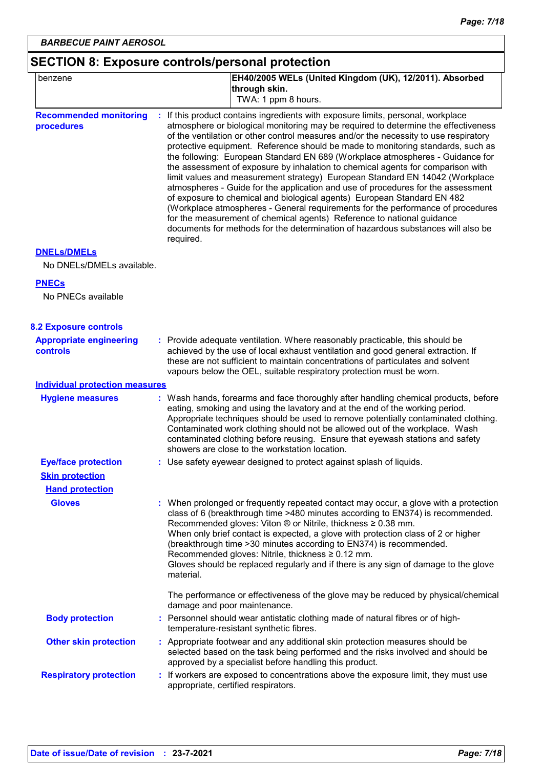## SECTION 8: Exposure controls/personal protection

| benzene | EH40/2005 WELs (United Kingdom (UK), 12/2011). Absorbed through skin. TWA: 1 ppm 8 hours. |
|---|---|

**Recommended monitoring procedures** : If this product contains ingredients with exposure limits, personal, workplace atmosphere or biological monitoring may be required to determine the effectiveness of the ventilation or other control measures and/or the necessity to use respiratory protective equipment. Reference should be made to monitoring standards, such as the following: European Standard EN 689 (Workplace atmospheres - Guidance for the assessment of exposure by inhalation to chemical agents for comparison with limit values and measurement strategy) European Standard EN 14042 (Workplace atmospheres - Guide for the application and use of procedures for the assessment of exposure to chemical and biological agents) European Standard EN 482 (Workplace atmospheres - General requirements for the performance of procedures for the measurement of chemical agents) Reference to national guidance documents for methods for the determination of hazardous substances will also be required.

**DNELs/DMELs**

No DNELs/DMELs available.

**PNECs**

No PNECs available

### 8.2 Exposure controls

**Appropriate engineering controls** : Provide adequate ventilation. Where reasonably practicable, this should be achieved by the use of local exhaust ventilation and good general extraction. If these are not sufficient to maintain concentrations of particulates and solvent vapours below the OEL, suitable respiratory protection must be worn.

**Individual protection measures**

**Hygiene measures** : Wash hands, forearms and face thoroughly after handling chemical products, before eating, smoking and using the lavatory and at the end of the working period. Appropriate techniques should be used to remove potentially contaminated clothing. Contaminated work clothing should not be allowed out of the workplace. Wash contaminated clothing before reusing. Ensure that eyewash stations and safety showers are close to the workstation location.

**Eye/face protection** : Use safety eyewear designed to protect against splash of liquids.

**Skin protection**

**Hand protection**

**Gloves** : When prolonged or frequently repeated contact may occur, a glove with a protection class of 6 (breakthrough time >480 minutes according to EN374) is recommended. Recommended gloves: Viton ® or Nitrile, thickness ≥ 0.38 mm.
When only brief contact is expected, a glove with protection class of 2 or higher (breakthrough time >30 minutes according to EN374) is recommended. Recommended gloves: Nitrile, thickness ≥ 0.12 mm.
Gloves should be replaced regularly and if there is any sign of damage to the glove material.

The performance or effectiveness of the glove may be reduced by physical/chemical damage and poor maintenance.

**Body protection** : Personnel should wear antistatic clothing made of natural fibres or of high-temperature-resistant synthetic fibres.

**Other skin protection** : Appropriate footwear and any additional skin protection measures should be selected based on the task being performed and the risks involved and should be approved by a specialist before handling this product.

**Respiratory protection** : If workers are exposed to concentrations above the exposure limit, they must use appropriate, certified respirators.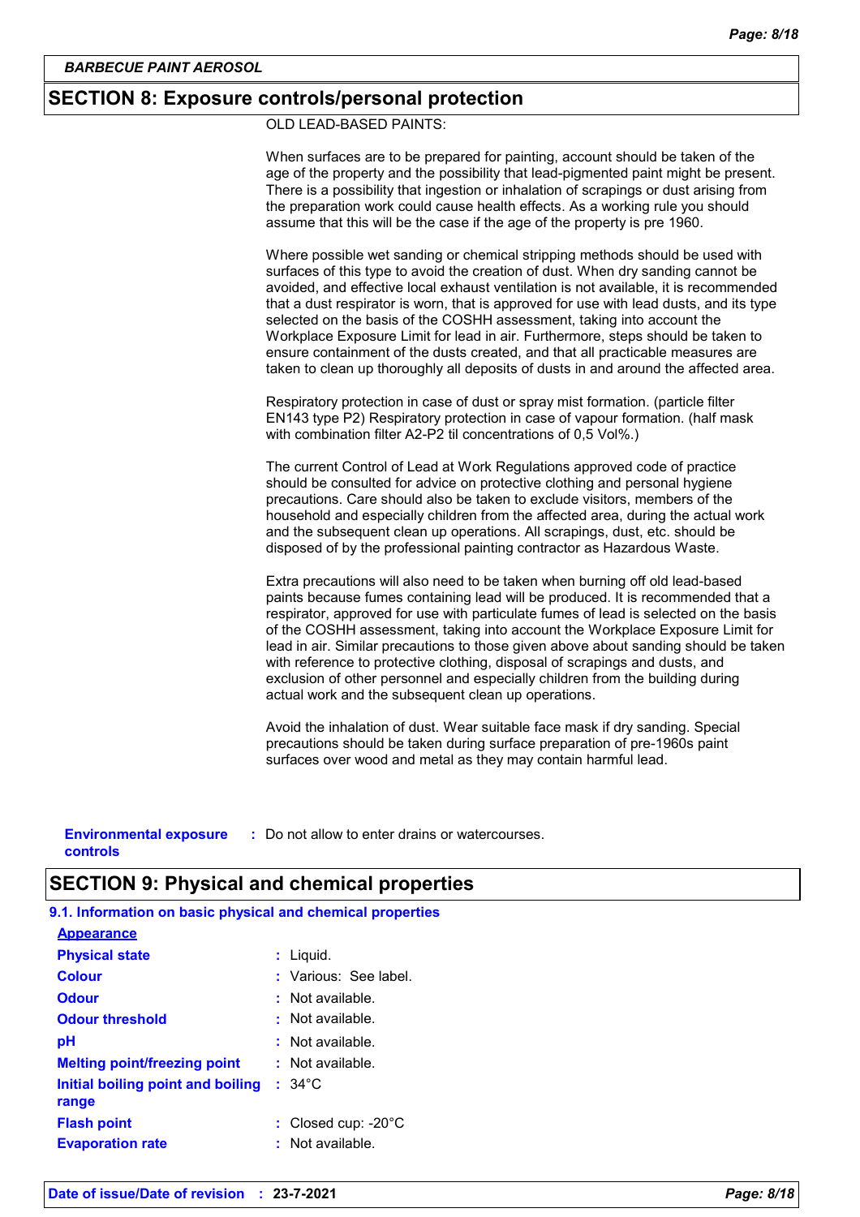## SECTION 8: Exposure controls/personal protection

OLD LEAD-BASED PAINTS:

When surfaces are to be prepared for painting, account should be taken of the age of the property and the possibility that lead-pigmented paint might be present. There is a possibility that ingestion or inhalation of scrapings or dust arising from the preparation work could cause health effects. As a working rule you should assume that this will be the case if the age of the property is pre 1960.

Where possible wet sanding or chemical stripping methods should be used with surfaces of this type to avoid the creation of dust. When dry sanding cannot be avoided, and effective local exhaust ventilation is not available, it is recommended that a dust respirator is worn, that is approved for use with lead dusts, and its type selected on the basis of the COSHH assessment, taking into account the Workplace Exposure Limit for lead in air. Furthermore, steps should be taken to ensure containment of the dusts created, and that all practicable measures are taken to clean up thoroughly all deposits of dusts in and around the affected area.

Respiratory protection in case of dust or spray mist formation. (particle filter EN143 type P2) Respiratory protection in case of vapour formation. (half mask with combination filter A2-P2 til concentrations of 0,5 Vol%.)

The current Control of Lead at Work Regulations approved code of practice should be consulted for advice on protective clothing and personal hygiene precautions. Care should also be taken to exclude visitors, members of the household and especially children from the affected area, during the actual work and the subsequent clean up operations. All scrapings, dust, etc. should be disposed of by the professional painting contractor as Hazardous Waste.

Extra precautions will also need to be taken when burning off old lead-based paints because fumes containing lead will be produced. It is recommended that a respirator, approved for use with particulate fumes of lead is selected on the basis of the COSHH assessment, taking into account the Workplace Exposure Limit for lead in air. Similar precautions to those given above about sanding should be taken with reference to protective clothing, disposal of scrapings and dusts, and exclusion of other personnel and especially children from the building during actual work and the subsequent clean up operations.

Avoid the inhalation of dust. Wear suitable face mask if dry sanding. Special precautions should be taken during surface preparation of pre-1960s paint surfaces over wood and metal as they may contain harmful lead.

**Environmental exposure controls** : Do not allow to enter drains or watercourses.

## SECTION 9: Physical and chemical properties

### 9.1. Information on basic physical and chemical properties

**Appearance**

| | |
|---|---|
| **Physical state** | : Liquid. |
| **Colour** | : Various: See label. |
| **Odour** | : Not available. |
| **Odour threshold** | : Not available. |
| **pH** | : Not available. |
| **Melting point/freezing point** | : Not available. |
| **Initial boiling point and boiling range** | : 34°C |
| **Flash point** | : Closed cup: -20°C |
| **Evaporation rate** | : Not available. |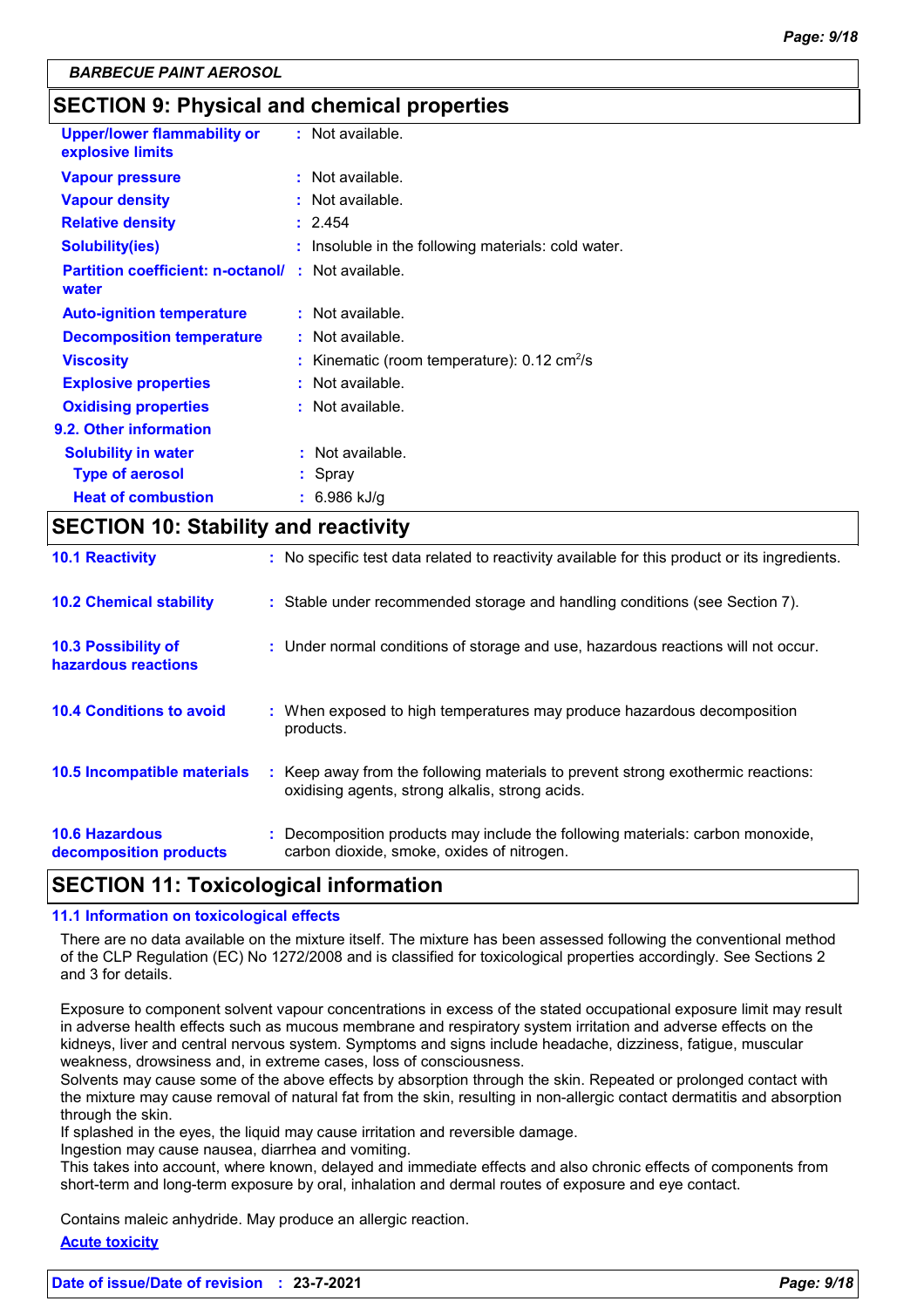BARBECUE PAINT AEROSOL

## SECTION 9: Physical and chemical properties

| | |
|---|---|
| **Upper/lower flammability or explosive limits** | : Not available. |
| **Vapour pressure** | : Not available. |
| **Vapour density** | : Not available. |
| **Relative density** | : 2.454 |
| **Solubility(ies)** | : Insoluble in the following materials: cold water. |
| **Partition coefficient: n-octanol/ water** | : Not available. |
| **Auto-ignition temperature** | : Not available. |
| **Decomposition temperature** | : Not available. |
| **Viscosity** | : Kinematic (room temperature): 0.12 $cm^2/s$ |
| **Explosive properties** | : Not available. |
| **Oxidising properties** | : Not available. |

**9.2. Other information**

| | |
|---|---|
| **Solubility in water** | : Not available. |
| **Type of aerosol** | : Spray |
| **Heat of combustion** | : 6.986 kJ/g |

## SECTION 10: Stability and reactivity

| | |
|---|---|
| **10.1 Reactivity** | : No specific test data related to reactivity available for this product or its ingredients. |
| **10.2 Chemical stability** | : Stable under recommended storage and handling conditions (see Section 7). |
| **10.3 Possibility of hazardous reactions** | : Under normal conditions of storage and use, hazardous reactions will not occur. |
| **10.4 Conditions to avoid** | : When exposed to high temperatures may produce hazardous decomposition products. |
| **10.5 Incompatible materials** | : Keep away from the following materials to prevent strong exothermic reactions: oxidising agents, strong alkalis, strong acids. |
| **10.6 Hazardous decomposition products** | : Decomposition products may include the following materials: carbon monoxide, carbon dioxide, smoke, oxides of nitrogen. |

## SECTION 11: Toxicological information

### 11.1 Information on toxicological effects

There are no data available on the mixture itself. The mixture has been assessed following the conventional method of the CLP Regulation (EC) No 1272/2008 and is classified for toxicological properties accordingly. See Sections 2 and 3 for details.

Exposure to component solvent vapour concentrations in excess of the stated occupational exposure limit may result in adverse health effects such as mucous membrane and respiratory system irritation and adverse effects on the kidneys, liver and central nervous system. Symptoms and signs include headache, dizziness, fatigue, muscular weakness, drowsiness and, in extreme cases, loss of consciousness.
Solvents may cause some of the above effects by absorption through the skin. Repeated or prolonged contact with the mixture may cause removal of natural fat from the skin, resulting in non-allergic contact dermatitis and absorption through the skin.
If splashed in the eyes, the liquid may cause irritation and reversible damage.
Ingestion may cause nausea, diarrhea and vomiting.
This takes into account, where known, delayed and immediate effects and also chronic effects of components from short-term and long-term exposure by oral, inhalation and dermal routes of exposure and eye contact.

Contains maleic anhydride. May produce an allergic reaction.

**Acute toxicity**

**Date of issue/Date of revision** : **23-7-2021**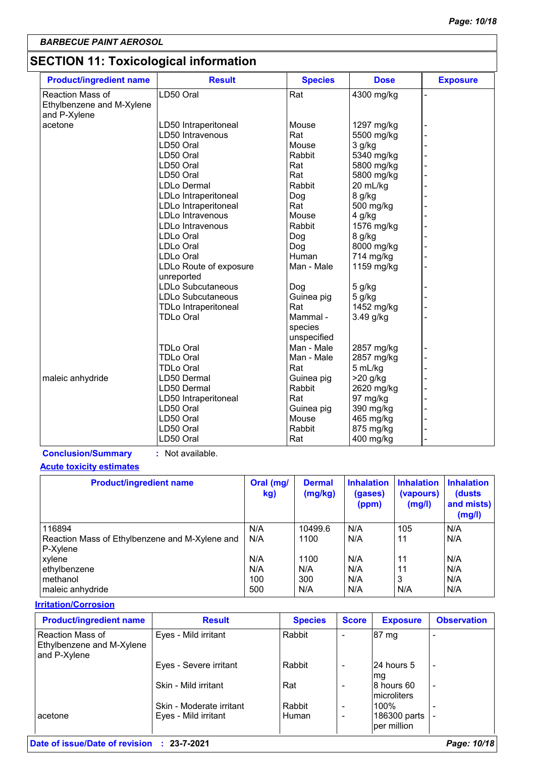**BARBECUE PAINT AEROSOL**

## SECTION 11: Toxicological information

| Product/ingredient name | Result | Species | Dose | Exposure |
|---|---|---|---|---|
| Reaction Mass of Ethylbenzene and M-Xylene and P-Xylene | LD50 Oral | Rat | 4300 mg/kg | - |
| acetone | LD50 Intraperitoneal | Mouse | 1297 mg/kg | - |
| | LD50 Intravenous | Rat | 5500 mg/kg | - |
| | LD50 Oral | Mouse | 3 g/kg | - |
| | LD50 Oral | Rabbit | 5340 mg/kg | - |
| | LD50 Oral | Rat | 5800 mg/kg | - |
| | LD50 Oral | Rat | 5800 mg/kg | - |
| | LDLo Dermal | Rabbit | 20 mL/kg | - |
| | LDLo Intraperitoneal | Dog | 8 g/kg | - |
| | LDLo Intraperitoneal | Rat | 500 mg/kg | - |
| | LDLo Intravenous | Mouse | 4 g/kg | - |
| | LDLo Intravenous | Rabbit | 1576 mg/kg | - |
| | LDLo Oral | Dog | 8 g/kg | - |
| | LDLo Oral | Dog | 8000 mg/kg | - |
| | LDLo Oral | Human | 714 mg/kg | - |
| | LDLo Route of exposure unreported | Man - Male | 1159 mg/kg | - |
| | LDLo Subcutaneous | Dog | 5 g/kg | - |
| | LDLo Subcutaneous | Guinea pig | 5 g/kg | - |
| | TDLo Intraperitoneal | Rat | 1452 mg/kg | - |
| | TDLo Oral | Mammal - species unspecified | 3.49 g/kg | - |
| | TDLo Oral | Man - Male | 2857 mg/kg | - |
| | TDLo Oral | Man - Male | 2857 mg/kg | - |
| | TDLo Oral | Rat | 5 mL/kg | - |
| maleic anhydride | LD50 Dermal | Guinea pig | >20 g/kg | - |
| | LD50 Dermal | Rabbit | 2620 mg/kg | - |
| | LD50 Intraperitoneal | Rat | 97 mg/kg | - |
| | LD50 Oral | Guinea pig | 390 mg/kg | - |
| | LD50 Oral | Mouse | 465 mg/kg | - |
| | LD50 Oral | Rabbit | 875 mg/kg | - |
| | LD50 Oral | Rat | 400 mg/kg | - |

**Conclusion/Summary** : Not available.

**Acute toxicity estimates**

| Product/ingredient name | Oral (mg/kg) | Dermal (mg/kg) | Inhalation (gases) (ppm) | Inhalation (vapours) (mg/l) | Inhalation (dusts and mists) (mg/l) |
|---|---|---|---|---|---|
| 116894 | N/A | 10499.6 | N/A | 105 | N/A |
| Reaction Mass of Ethylbenzene and M-Xylene and P-Xylene | N/A | 1100 | N/A | 11 | N/A |
| xylene | N/A | 1100 | N/A | 11 | N/A |
| ethylbenzene | N/A | N/A | N/A | 11 | N/A |
| methanol | 100 | 300 | N/A | 3 | N/A |
| maleic anhydride | 500 | N/A | N/A | N/A | N/A |

**Irritation/Corrosion**

| Product/ingredient name | Result | Species | Score | Exposure | Observation |
|---|---|---|---|---|---|
| Reaction Mass of Ethylbenzene and M-Xylene and P-Xylene | Eyes - Mild irritant | Rabbit | - | 87 mg | - |
| | Eyes - Severe irritant | Rabbit | - | 24 hours 5 mg | - |
| | Skin - Mild irritant | Rat | - | 8 hours 60 microliters | - |
| | Skin - Moderate irritant | Rabbit | - | 100% | - |
| acetone | Eyes - Mild irritant | Human | - | 186300 parts per million | - |

**Date of issue/Date of revision** : 23-7-2021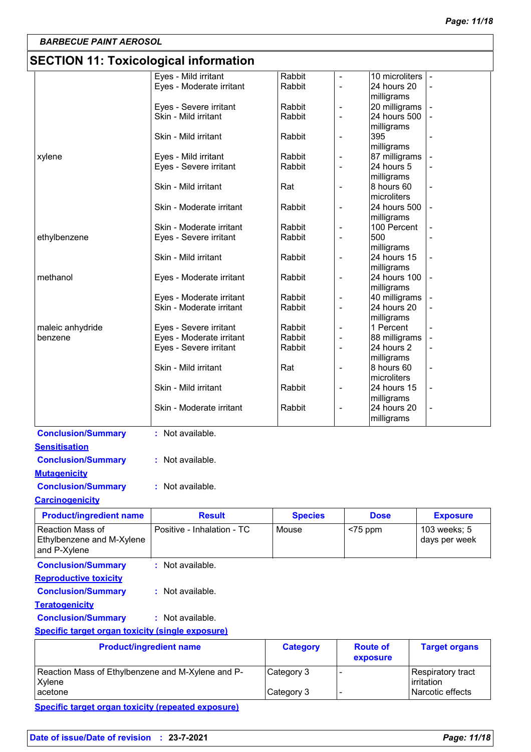## SECTION 11: Toxicological information

| | | | | | |
|---|---|---|---|---|---|
| | Eyes - Mild irritant | Rabbit | - | 10 microliters | - |
| | Eyes - Moderate irritant | Rabbit | - | 24 hours 20 milligrams | - |
| | Eyes - Severe irritant | Rabbit | - | 20 milligrams | - |
| | Skin - Mild irritant | Rabbit | - | 24 hours 500 milligrams | - |
| | Skin - Mild irritant | Rabbit | - | 395 milligrams | - |
| xylene | Eyes - Mild irritant | Rabbit | - | 87 milligrams | - |
| | Eyes - Severe irritant | Rabbit | - | 24 hours 5 milligrams | - |
| | Skin - Mild irritant | Rat | - | 8 hours 60 microliters | - |
| | Skin - Moderate irritant | Rabbit | - | 24 hours 500 milligrams | - |
| | Skin - Moderate irritant | Rabbit | - | 100 Percent | - |
| ethylbenzene | Eyes - Severe irritant | Rabbit | - | 500 milligrams | - |
| | Skin - Mild irritant | Rabbit | - | 24 hours 15 milligrams | - |
| methanol | Eyes - Moderate irritant | Rabbit | - | 24 hours 100 milligrams | - |
| | Eyes - Moderate irritant | Rabbit | - | 40 milligrams | - |
| | Skin - Moderate irritant | Rabbit | - | 24 hours 20 milligrams | - |
| maleic anhydride | Eyes - Severe irritant | Rabbit | - | 1 Percent | - |
| benzene | Eyes - Moderate irritant | Rabbit | - | 88 milligrams | - |
| | Eyes - Severe irritant | Rabbit | - | 24 hours 2 milligrams | - |
| | Skin - Mild irritant | Rat | - | 8 hours 60 microliters | - |
| | Skin - Mild irritant | Rabbit | - | 24 hours 15 milligrams | - |
| | Skin - Moderate irritant | Rabbit | - | 24 hours 20 milligrams | - |

**Conclusion/Summary** : Not available.

**Sensitisation**

**Conclusion/Summary** : Not available.

**Mutagenicity**

**Conclusion/Summary** : Not available.

**Carcinogenicity**

| Product/ingredient name | Result | Species | Dose | Exposure |
|---|---|---|---|---|
| Reaction Mass of Ethylbenzene and M-Xylene and P-Xylene | Positive - Inhalation - TC | Mouse | <75 ppm | 103 weeks; 5 days per week |

**Conclusion/Summary** : Not available.

**Reproductive toxicity**

**Conclusion/Summary** : Not available.

**Teratogenicity**

**Conclusion/Summary** : Not available.

**Specific target organ toxicity (single exposure)**

| Product/ingredient name | Category | Route of exposure | Target organs |
|---|---|---|---|
| Reaction Mass of Ethylbenzene and M-Xylene and P-Xylene | Category 3 | - | Respiratory tract irritation |
| acetone | Category 3 | - | Narcotic effects |

**Specific target organ toxicity (repeated exposure)**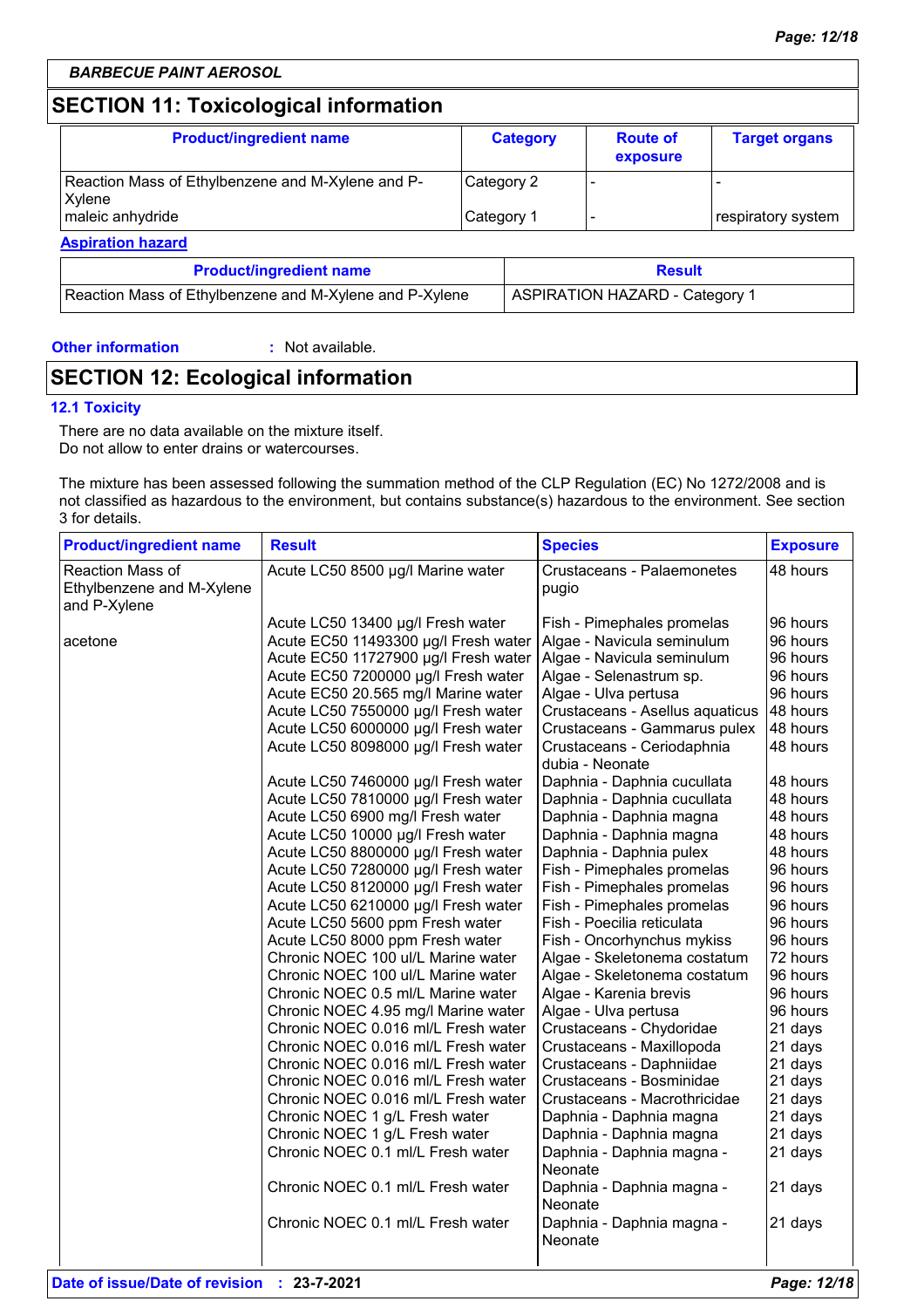*BARBECUE PAINT AEROSOL*

## SECTION 11: Toxicological information

| Product/ingredient name | Category | Route of exposure | Target organs |
|---|---|---|---|
| Reaction Mass of Ethylbenzene and M-Xylene and P-Xylene | Category 2 | - | - |
| maleic anhydride | Category 1 | - | respiratory system |

**Aspiration hazard**

| Product/ingredient name | Result |
|---|---|
| Reaction Mass of Ethylbenzene and M-Xylene and P-Xylene | ASPIRATION HAZARD - Category 1 |

**Other information** : Not available.

## SECTION 12: Ecological information

### 12.1 Toxicity

There are no data available on the mixture itself.
Do not allow to enter drains or watercourses.

The mixture has been assessed following the summation method of the CLP Regulation (EC) No 1272/2008 and is not classified as hazardous to the environment, but contains substance(s) hazardous to the environment. See section 3 for details.

| Product/ingredient name | Result | Species | Exposure |
|---|---|---|---|
| Reaction Mass of Ethylbenzene and M-Xylene and P-Xylene | Acute LC50 8500 µg/l Marine water | Crustaceans - Palaemonetes pugio | 48 hours |
| | Acute LC50 13400 µg/l Fresh water | Fish - Pimephales promelas | 96 hours |
| acetone | Acute EC50 11493300 µg/l Fresh water | Algae - Navicula seminulum | 96 hours |
| | Acute EC50 11727900 µg/l Fresh water | Algae - Navicula seminulum | 96 hours |
| | Acute EC50 7200000 µg/l Fresh water | Algae - Selenastrum sp. | 96 hours |
| | Acute EC50 20.565 mg/l Marine water | Algae - Ulva pertusa | 96 hours |
| | Acute LC50 7550000 µg/l Fresh water | Crustaceans - Asellus aquaticus | 48 hours |
| | Acute LC50 6000000 µg/l Fresh water | Crustaceans - Gammarus pulex | 48 hours |
| | Acute LC50 8098000 µg/l Fresh water | Crustaceans - Ceriodaphnia dubia - Neonate | 48 hours |
| | Acute LC50 7460000 µg/l Fresh water | Daphnia - Daphnia cucullata | 48 hours |
| | Acute LC50 7810000 µg/l Fresh water | Daphnia - Daphnia cucullata | 48 hours |
| | Acute LC50 6900 mg/l Fresh water | Daphnia - Daphnia magna | 48 hours |
| | Acute LC50 10000 µg/l Fresh water | Daphnia - Daphnia magna | 48 hours |
| | Acute LC50 8800000 µg/l Fresh water | Daphnia - Daphnia pulex | 48 hours |
| | Acute LC50 7280000 µg/l Fresh water | Fish - Pimephales promelas | 96 hours |
| | Acute LC50 8120000 µg/l Fresh water | Fish - Pimephales promelas | 96 hours |
| | Acute LC50 6210000 µg/l Fresh water | Fish - Pimephales promelas | 96 hours |
| | Acute LC50 5600 ppm Fresh water | Fish - Poecilia reticulata | 96 hours |
| | Acute LC50 8000 ppm Fresh water | Fish - Oncorhynchus mykiss | 96 hours |
| | Chronic NOEC 100 ul/L Marine water | Algae - Skeletonema costatum | 72 hours |
| | Chronic NOEC 100 ul/L Marine water | Algae - Skeletonema costatum | 96 hours |
| | Chronic NOEC 0.5 ml/L Marine water | Algae - Karenia brevis | 96 hours |
| | Chronic NOEC 4.95 mg/l Marine water | Algae - Ulva pertusa | 96 hours |
| | Chronic NOEC 0.016 ml/L Fresh water | Crustaceans - Chydoridae | 21 days |
| | Chronic NOEC 0.016 ml/L Fresh water | Crustaceans - Maxillopoda | 21 days |
| | Chronic NOEC 0.016 ml/L Fresh water | Crustaceans - Daphniidae | 21 days |
| | Chronic NOEC 0.016 ml/L Fresh water | Crustaceans - Bosminidae | 21 days |
| | Chronic NOEC 0.016 ml/L Fresh water | Crustaceans - Macrothricidae | 21 days |
| | Chronic NOEC 1 g/L Fresh water | Daphnia - Daphnia magna | 21 days |
| | Chronic NOEC 1 g/L Fresh water | Daphnia - Daphnia magna | 21 days |
| | Chronic NOEC 0.1 ml/L Fresh water | Daphnia - Daphnia magna - Neonate | 21 days |
| | Chronic NOEC 0.1 ml/L Fresh water | Daphnia - Daphnia magna - Neonate | 21 days |
| | Chronic NOEC 0.1 ml/L Fresh water | Daphnia - Daphnia magna - Neonate | 21 days |

**Date of issue/Date of revision** : **23-7-2021**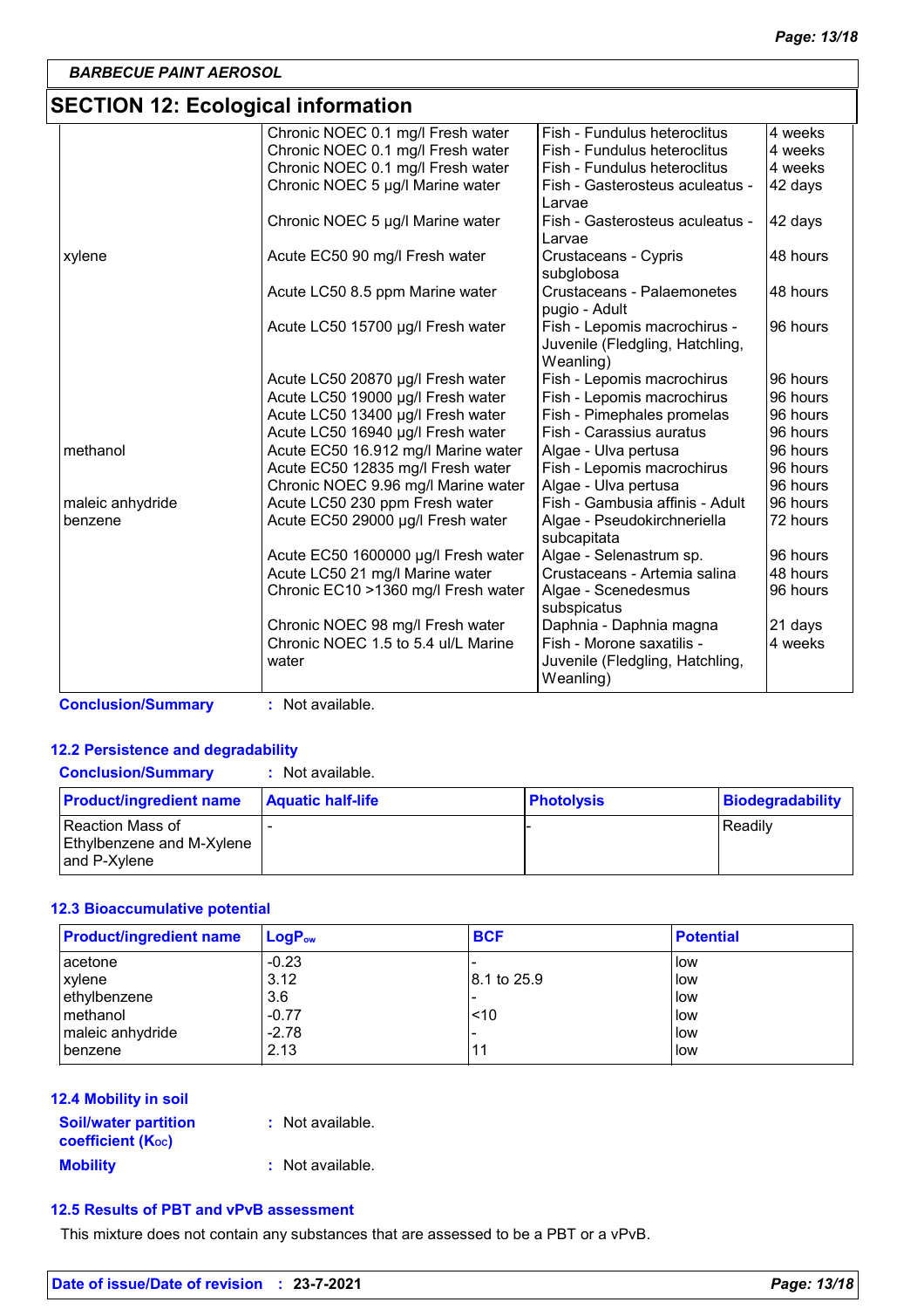BARBECUE PAINT AEROSOL

## SECTION 12: Ecological information

| | | | |
|---|---|---|---|
| | Chronic NOEC 0.1 mg/l Fresh water | Fish - Fundulus heteroclitus | 4 weeks |
| | Chronic NOEC 0.1 mg/l Fresh water | Fish - Fundulus heteroclitus | 4 weeks |
| | Chronic NOEC 0.1 mg/l Fresh water | Fish - Fundulus heteroclitus | 4 weeks |
| | Chronic NOEC 5 µg/l Marine water | Fish - Gasterosteus aculeatus - Larvae | 42 days |
| | Chronic NOEC 5 µg/l Marine water | Fish - Gasterosteus aculeatus - Larvae | 42 days |
| xylene | Acute EC50 90 mg/l Fresh water | Crustaceans - Cypris subglobosa | 48 hours |
| | Acute LC50 8.5 ppm Marine water | Crustaceans - Palaemonetes pugio - Adult | 48 hours |
| | Acute LC50 15700 µg/l Fresh water | Fish - Lepomis macrochirus - Juvenile (Fledgling, Hatchling, Weanling) | 96 hours |
| | Acute LC50 20870 µg/l Fresh water | Fish - Lepomis macrochirus | 96 hours |
| | Acute LC50 19000 µg/l Fresh water | Fish - Lepomis macrochirus | 96 hours |
| | Acute LC50 13400 µg/l Fresh water | Fish - Pimephales promelas | 96 hours |
| | Acute LC50 16940 µg/l Fresh water | Fish - Carassius auratus | 96 hours |
| methanol | Acute EC50 16.912 mg/l Marine water | Algae - Ulva pertusa | 96 hours |
| | Acute EC50 12835 mg/l Fresh water | Fish - Lepomis macrochirus | 96 hours |
| | Chronic NOEC 9.96 mg/l Marine water | Algae - Ulva pertusa | 96 hours |
| maleic anhydride | Acute LC50 230 ppm Fresh water | Fish - Gambusia affinis - Adult | 96 hours |
| benzene | Acute EC50 29000 µg/l Fresh water | Algae - Pseudokirchneriella subcapitata | 72 hours |
| | Acute EC50 1600000 µg/l Fresh water | Algae - Selenastrum sp. | 96 hours |
| | Acute LC50 21 mg/l Marine water | Crustaceans - Artemia salina | 48 hours |
| | Chronic EC10 >1360 mg/l Fresh water | Algae - Scenedesmus subspicatus | 96 hours |
| | Chronic NOEC 98 mg/l Fresh water | Daphnia - Daphnia magna | 21 days |
| | Chronic NOEC 1.5 to 5.4 ul/L Marine water | Fish - Morone saxatilis - Juvenile (Fledgling, Hatchling, Weanling) | 4 weeks |

**Conclusion/Summary** : Not available.

### 12.2 Persistence and degradability

**Conclusion/Summary** : Not available.

| Product/ingredient name | Aquatic half-life | Photolysis | Biodegradability |
|---|---|---|---|
| Reaction Mass of Ethylbenzene and M-Xylene and P-Xylene | - | - | Readily |

### 12.3 Bioaccumulative potential

| Product/ingredient name | $LogP_{ow}$ | BCF | Potential |
|---|---|---|---|
| acetone | -0.23 | - | low |
| xylene | 3.12 | 8.1 to 25.9 | low |
| ethylbenzene | 3.6 | - | low |
| methanol | -0.77 | <10 | low |
| maleic anhydride | -2.78 | - | low |
| benzene | 2.13 | 11 | low |

### 12.4 Mobility in soil

**Soil/water partition coefficient ($K_{OC}$)** : Not available.

**Mobility** : Not available.

### 12.5 Results of PBT and vPvB assessment

This mixture does not contain any substances that are assessed to be a PBT or a vPvB.

**Date of issue/Date of revision** : **23-7-2021**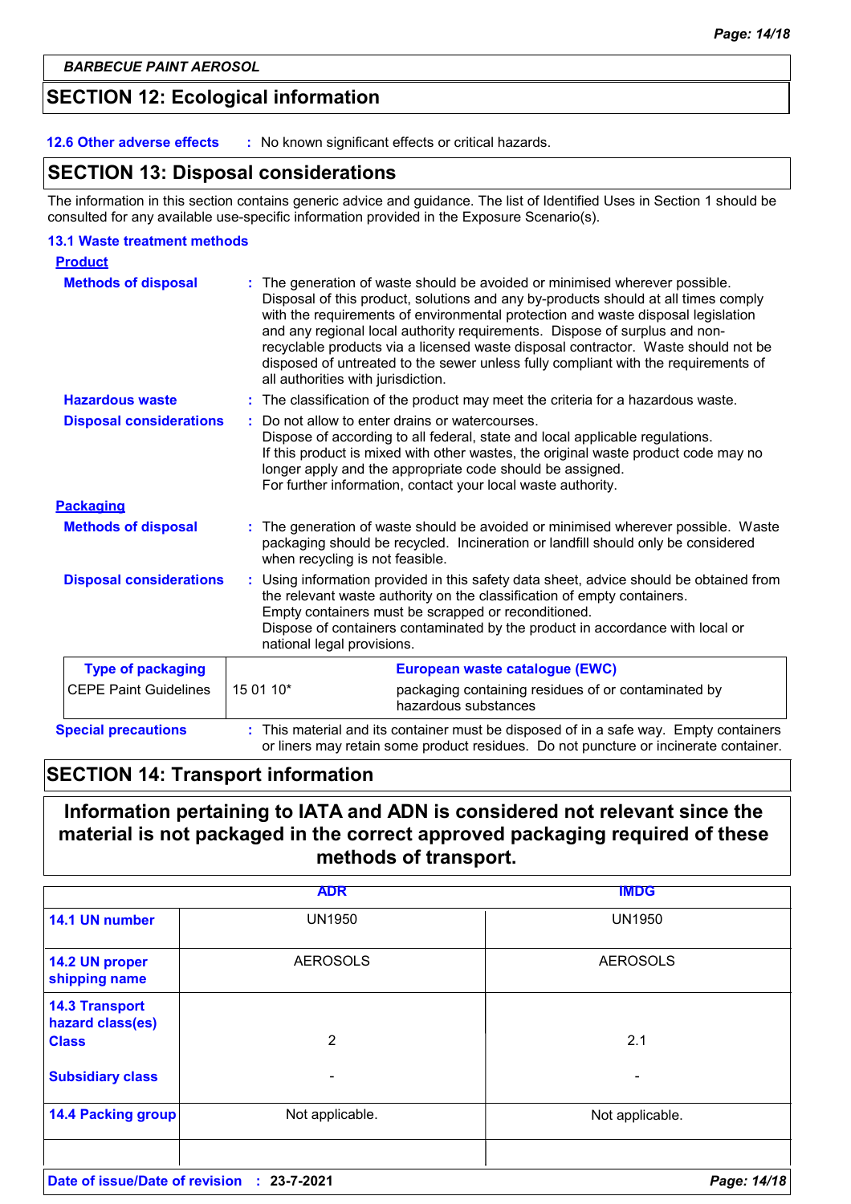## SECTION 12: Ecological information

**12.6 Other adverse effects** : No known significant effects or critical hazards.

## SECTION 13: Disposal considerations

The information in this section contains generic advice and guidance. The list of Identified Uses in Section 1 should be consulted for any available use-specific information provided in the Exposure Scenario(s).

### 13.1 Waste treatment methods

**Product**

**Methods of disposal** : The generation of waste should be avoided or minimised wherever possible. Disposal of this product, solutions and any by-products should at all times comply with the requirements of environmental protection and waste disposal legislation and any regional local authority requirements. Dispose of surplus and non-recyclable products via a licensed waste disposal contractor. Waste should not be disposed of untreated to the sewer unless fully compliant with the requirements of all authorities with jurisdiction.

**Hazardous waste** : The classification of the product may meet the criteria for a hazardous waste.

**Disposal considerations** : Do not allow to enter drains or watercourses.
Dispose of according to all federal, state and local applicable regulations.
If this product is mixed with other wastes, the original waste product code may no longer apply and the appropriate code should be assigned.
For further information, contact your local waste authority.

**Packaging**

**Methods of disposal** : The generation of waste should be avoided or minimised wherever possible. Waste packaging should be recycled. Incineration or landfill should only be considered when recycling is not feasible.

**Disposal considerations** : Using information provided in this safety data sheet, advice should be obtained from the relevant waste authority on the classification of empty containers.
Empty containers must be scrapped or reconditioned.
Dispose of containers contaminated by the product in accordance with local or national legal provisions.

| Type of packaging | European waste catalogue (EWC) | |
|---|---|---|
| CEPE Paint Guidelines | 15 01 10* | packaging containing residues of or contaminated by hazardous substances |

**Special precautions** : This material and its container must be disposed of in a safe way. Empty containers or liners may retain some product residues. Do not puncture or incinerate container.

## SECTION 14: Transport information

**Information pertaining to IATA and ADN is considered not relevant since the material is not packaged in the correct approved packaging required of these methods of transport.**

| | ADR | IMDG |
|---|---|---|
| **14.1 UN number** | UN1950 | UN1950 |
| **14.2 UN proper shipping name** | AEROSOLS | AEROSOLS |
| **14.3 Transport hazard class(es)** **Class** | 2 | 2.1 |
| **Subsidiary class** | - | - |
| **14.4 Packing group** | Not applicable. | Not applicable. |
| | | |

**Date of issue/Date of revision** : **23-7-2021**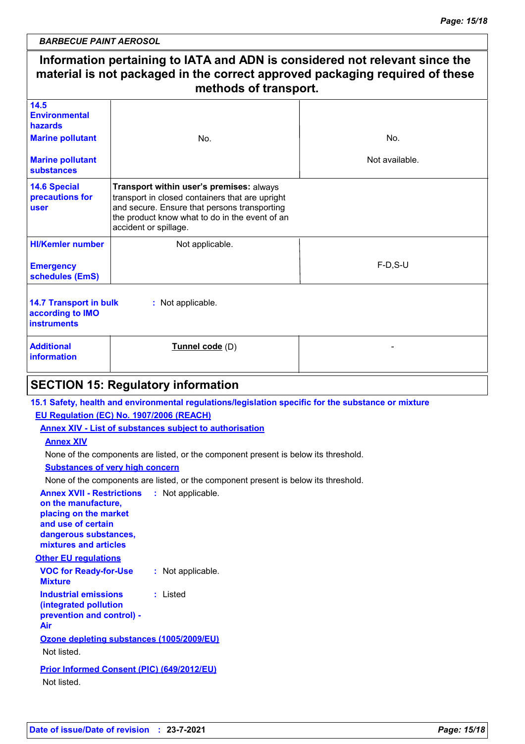BARBECUE PAINT AEROSOL

**Information pertaining to IATA and ADN is considered not relevant since the material is not packaged in the correct approved packaging required of these methods of transport.**

| | | |
|---|---|---|
| **14.5 Environmental hazards** | | |
| **Marine pollutant** | No. | No. |
| **Marine pollutant substances** | | Not available. |
| **14.6 Special precautions for user** | **Transport within user's premises:** always transport in closed containers that are upright and secure. Ensure that persons transporting the product know what to do in the event of an accident or spillage. | |
| **HI/Kemler number** | Not applicable. | |
| **Emergency schedules (EmS)** | | F-D,S-U |
| **14.7 Transport in bulk according to IMO instruments** | : Not applicable. | |
| **Additional information** | **Tunnel code** (D) | - |

## SECTION 15: Regulatory information

**15.1 Safety, health and environmental regulations/legislation specific for the substance or mixture**

**EU Regulation (EC) No. 1907/2006 (REACH)**

**Annex XIV - List of substances subject to authorisation**

**Annex XIV**

None of the components are listed, or the component present is below its threshold.

**Substances of very high concern**

None of the components are listed, or the component present is below its threshold.

**Annex XVII - Restrictions on the manufacture, placing on the market and use of certain dangerous substances, mixtures and articles** : Not applicable.

**Other EU regulations**

**VOC for Ready-for-Use Mixture** : Not applicable.

**Industrial emissions (integrated pollution prevention and control) - Air** : Listed

**Ozone depleting substances (1005/2009/EU)**

Not listed.

**Prior Informed Consent (PIC) (649/2012/EU)**

Not listed.

**Date of issue/Date of revision** : **23-7-2021**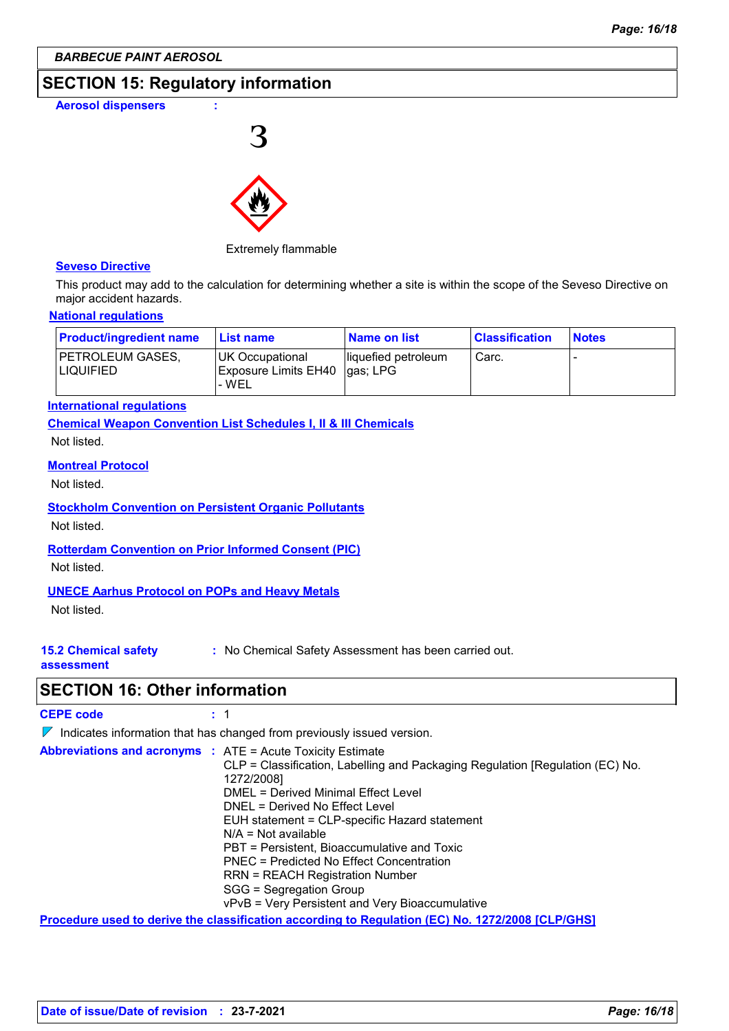BARBECUE PAINT AEROSOL

## SECTION 15: Regulatory information

**Aerosol dispensers** :

3

Extremely flammable

**Seveso Directive**

This product may add to the calculation for determining whether a site is within the scope of the Seveso Directive on major accident hazards.

**National regulations**

| Product/ingredient name | List name | Name on list | Classification | Notes |
|---|---|---|---|---|
| PETROLEUM GASES, LIQUIFIED | UK Occupational Exposure Limits EH40 - WEL | liquefied petroleum gas; LPG | Carc. | - |

**International regulations**

**Chemical Weapon Convention List Schedules I, II & III Chemicals**

Not listed.

**Montreal Protocol**

Not listed.

**Stockholm Convention on Persistent Organic Pollutants**

Not listed.

**Rotterdam Convention on Prior Informed Consent (PIC)**

Not listed.

**UNECE Aarhus Protocol on POPs and Heavy Metals**

Not listed.

**15.2 Chemical safety assessment** : No Chemical Safety Assessment has been carried out.

## SECTION 16: Other information

**CEPE code** : 1

Indicates information that has changed from previously issued version.

**Abbreviations and acronyms** : ATE = Acute Toxicity Estimate
CLP = Classification, Labelling and Packaging Regulation [Regulation (EC) No. 1272/2008]
DMEL = Derived Minimal Effect Level
DNEL = Derived No Effect Level
EUH statement = CLP-specific Hazard statement
N/A = Not available
PBT = Persistent, Bioaccumulative and Toxic
PNEC = Predicted No Effect Concentration
RRN = REACH Registration Number
SGG = Segregation Group
vPvB = Very Persistent and Very Bioaccumulative

**Procedure used to derive the classification according to Regulation (EC) No. 1272/2008 [CLP/GHS]**

**Date of issue/Date of revision** : **23-7-2021**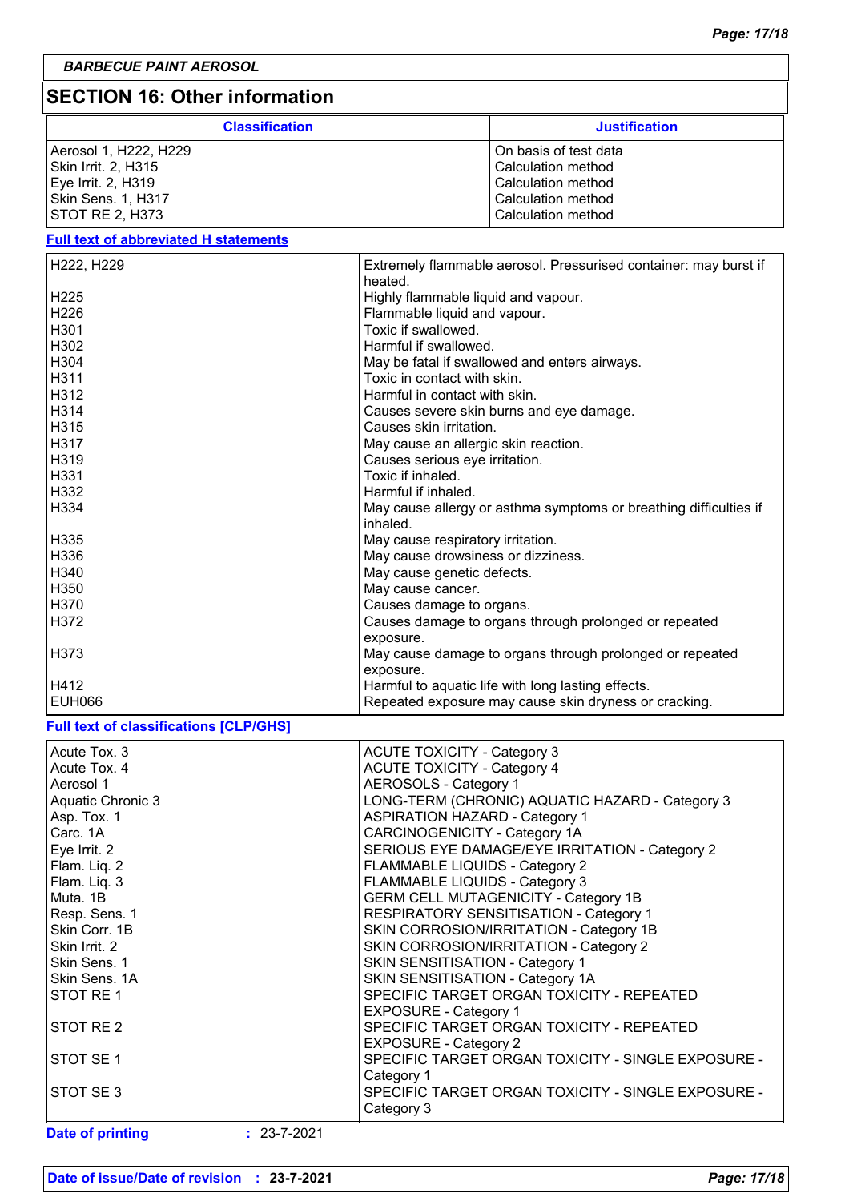*BARBECUE PAINT AEROSOL*

## SECTION 16: Other information

| Classification | Justification |
|---|---|
| Aerosol 1, H222, H229 | On basis of test data |
| Skin Irrit. 2, H315 | Calculation method |
| Eye Irrit. 2, H319 | Calculation method |
| Skin Sens. 1, H317 | Calculation method |
| STOT RE 2, H373 | Calculation method |

**Full text of abbreviated H statements**

| | |
|---|---|
| H222, H229 | Extremely flammable aerosol. Pressurised container: may burst if heated. |
| H225 | Highly flammable liquid and vapour. |
| H226 | Flammable liquid and vapour. |
| H301 | Toxic if swallowed. |
| H302 | Harmful if swallowed. |
| H304 | May be fatal if swallowed and enters airways. |
| H311 | Toxic in contact with skin. |
| H312 | Harmful in contact with skin. |
| H314 | Causes severe skin burns and eye damage. |
| H315 | Causes skin irritation. |
| H317 | May cause an allergic skin reaction. |
| H319 | Causes serious eye irritation. |
| H331 | Toxic if inhaled. |
| H332 | Harmful if inhaled. |
| H334 | May cause allergy or asthma symptoms or breathing difficulties if inhaled. |
| H335 | May cause respiratory irritation. |
| H336 | May cause drowsiness or dizziness. |
| H340 | May cause genetic defects. |
| H350 | May cause cancer. |
| H370 | Causes damage to organs. |
| H372 | Causes damage to organs through prolonged or repeated exposure. |
| H373 | May cause damage to organs through prolonged or repeated exposure. |
| H412 | Harmful to aquatic life with long lasting effects. |
| EUH066 | Repeated exposure may cause skin dryness or cracking. |

**Full text of classifications [CLP/GHS]**

| | |
|---|---|
| Acute Tox. 3 | ACUTE TOXICITY - Category 3 |
| Acute Tox. 4 | ACUTE TOXICITY - Category 4 |
| Aerosol 1 | AEROSOLS - Category 1 |
| Aquatic Chronic 3 | LONG-TERM (CHRONIC) AQUATIC HAZARD - Category 3 |
| Asp. Tox. 1 | ASPIRATION HAZARD - Category 1 |
| Carc. 1A | CARCINOGENICITY - Category 1A |
| Eye Irrit. 2 | SERIOUS EYE DAMAGE/EYE IRRITATION - Category 2 |
| Flam. Liq. 2 | FLAMMABLE LIQUIDS - Category 2 |
| Flam. Liq. 3 | FLAMMABLE LIQUIDS - Category 3 |
| Muta. 1B | GERM CELL MUTAGENICITY - Category 1B |
| Resp. Sens. 1 | RESPIRATORY SENSITISATION - Category 1 |
| Skin Corr. 1B | SKIN CORROSION/IRRITATION - Category 1B |
| Skin Irrit. 2 | SKIN CORROSION/IRRITATION - Category 2 |
| Skin Sens. 1 | SKIN SENSITISATION - Category 1 |
| Skin Sens. 1A | SKIN SENSITISATION - Category 1A |
| STOT RE 1 | SPECIFIC TARGET ORGAN TOXICITY - REPEATED EXPOSURE - Category 1 |
| STOT RE 2 | SPECIFIC TARGET ORGAN TOXICITY - REPEATED EXPOSURE - Category 2 |
| STOT SE 1 | SPECIFIC TARGET ORGAN TOXICITY - SINGLE EXPOSURE - Category 1 |
| STOT SE 3 | SPECIFIC TARGET ORGAN TOXICITY - SINGLE EXPOSURE - Category 3 |

**Date of printing** : 23-7-2021

**Date of issue/Date of revision** : **23-7-2021**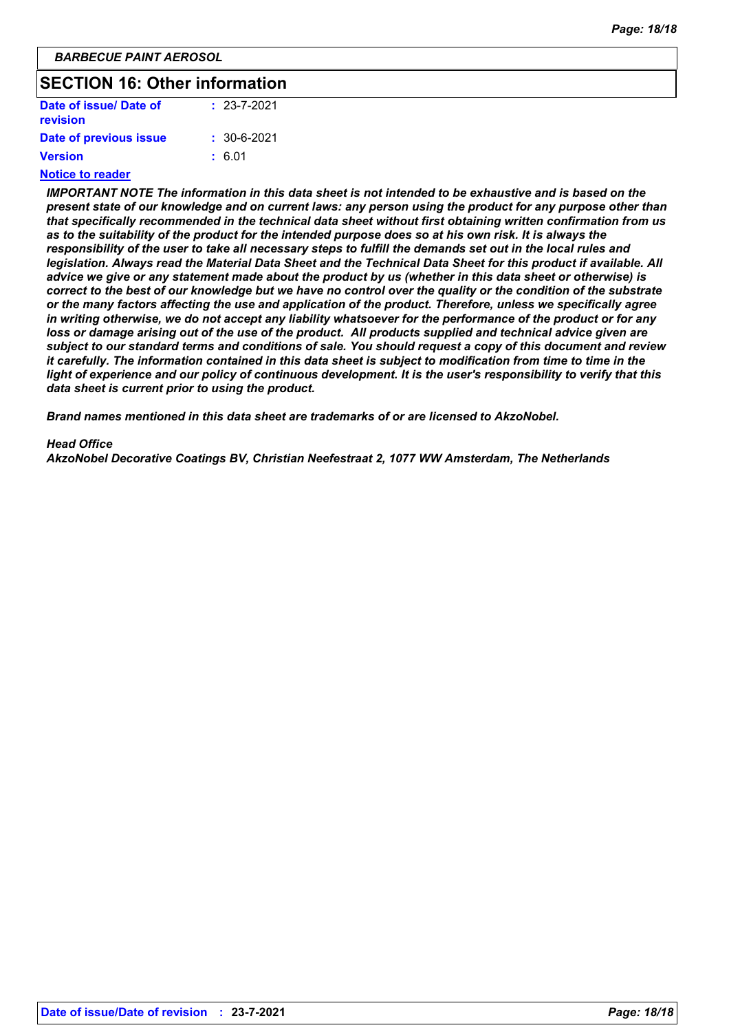## SECTION 16: Other information

| | | |
|---|---|---|
| **Date of issue/ Date of revision** | : | 23-7-2021 |
| **Date of previous issue** | : | 30-6-2021 |
| **Version** | : | 6.01 |

**Notice to reader**

***IMPORTANT NOTE The information in this data sheet is not intended to be exhaustive and is based on the present state of our knowledge and on current laws: any person using the product for any purpose other than that specifically recommended in the technical data sheet without first obtaining written confirmation from us as to the suitability of the product for the intended purpose does so at his own risk. It is always the responsibility of the user to take all necessary steps to fulfill the demands set out in the local rules and legislation. Always read the Material Data Sheet and the Technical Data Sheet for this product if available. All advice we give or any statement made about the product by us (whether in this data sheet or otherwise) is correct to the best of our knowledge but we have no control over the quality or the condition of the substrate or the many factors affecting the use and application of the product. Therefore, unless we specifically agree in writing otherwise, we do not accept any liability whatsoever for the performance of the product or for any loss or damage arising out of the use of the product. All products supplied and technical advice given are subject to our standard terms and conditions of sale. You should request a copy of this document and review it carefully. The information contained in this data sheet is subject to modification from time to time in the light of experience and our policy of continuous development. It is the user's responsibility to verify that this data sheet is current prior to using the product.***

***Brand names mentioned in this data sheet are trademarks of or are licensed to AkzoNobel.***

***Head Office***
***AkzoNobel Decorative Coatings BV, Christian Neefestraat 2, 1077 WW Amsterdam, The Netherlands***